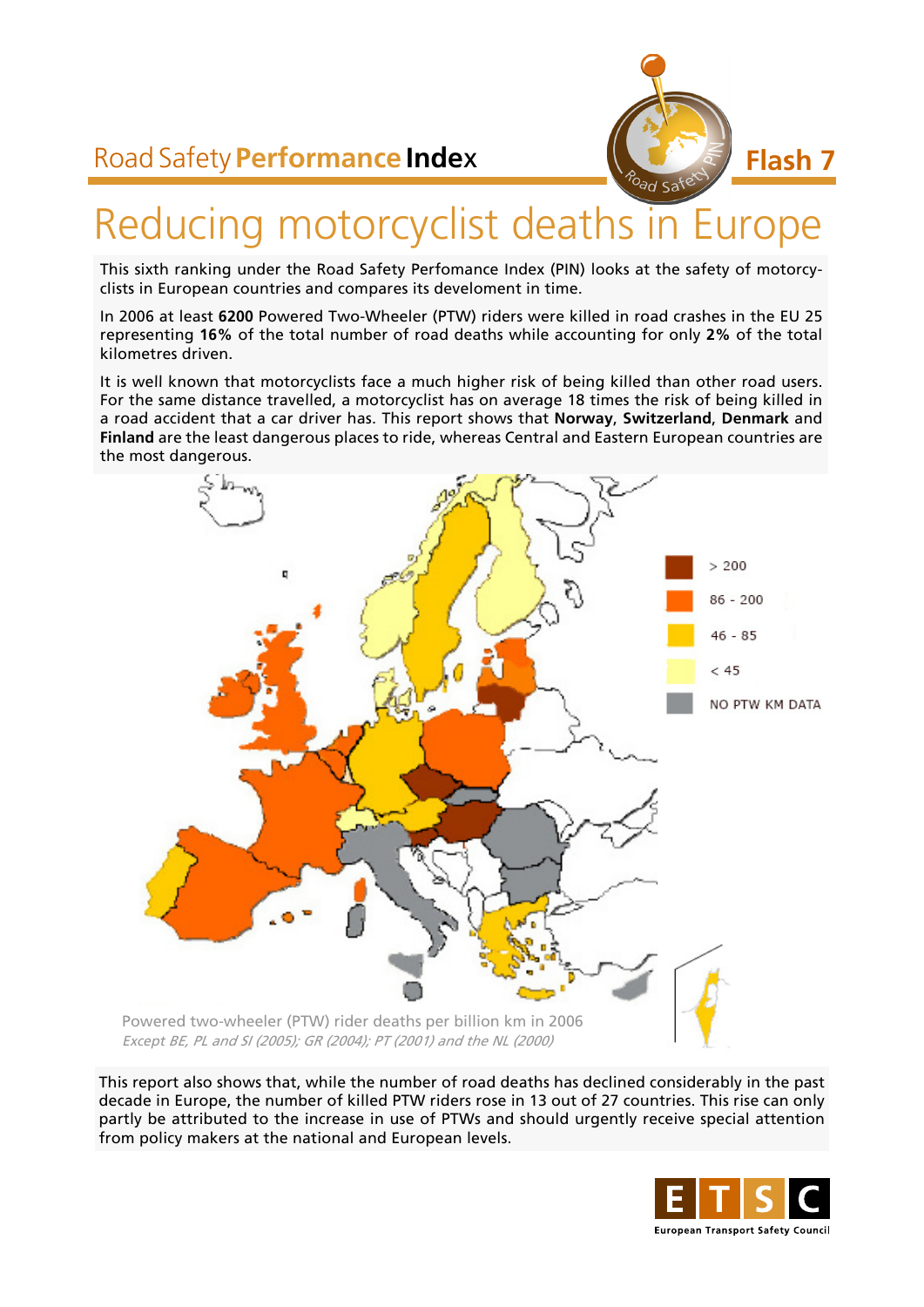Road Safety **Performance Index** — **Flash 7**

# Reducing motorcyclist deaths in Europe

This sixth ranking under the Road Safety Perfomance Index (PIN) looks at the safety of motorcyclists in European countries and compares its develoment in time.

In 2006 at least **6200** Powered Two-Wheeler (PTW) riders were killed in road crashes in the EU 25 representing **16%** of the total number of road deaths while accounting for only **2%** of the total kilometres driven.

It is well known that motorcyclists face a much higher risk of being killed than other road users. For the same distance travelled, a motorcyclist has on average 18 times the risk of being killed in a road accident that a car driver has. This report shows that **Norway**, **Switzerland**, **Denmark** and **Finland** are the least dangerous places to ride, whereas Central and Eastern European countries are the most dangerous.

> 200

86 - 200

46 - 85

< 45

NO PTW KM DATA

Powered two-wheeler (PTW) rider deaths per billion km in 2006
*Except BE, PL and SI (2005); GR (2004); PT (2001) and the NL (2000)*

This report also shows that, while the number of road deaths has declined considerably in the past decade in Europe, the number of killed PTW riders rose in 13 out of 27 countries. This rise can only partly be attributed to the increase in use of PTWs and should urgently receive special attention from policy makers at the national and European levels.

ETSC
European Transport Safety Council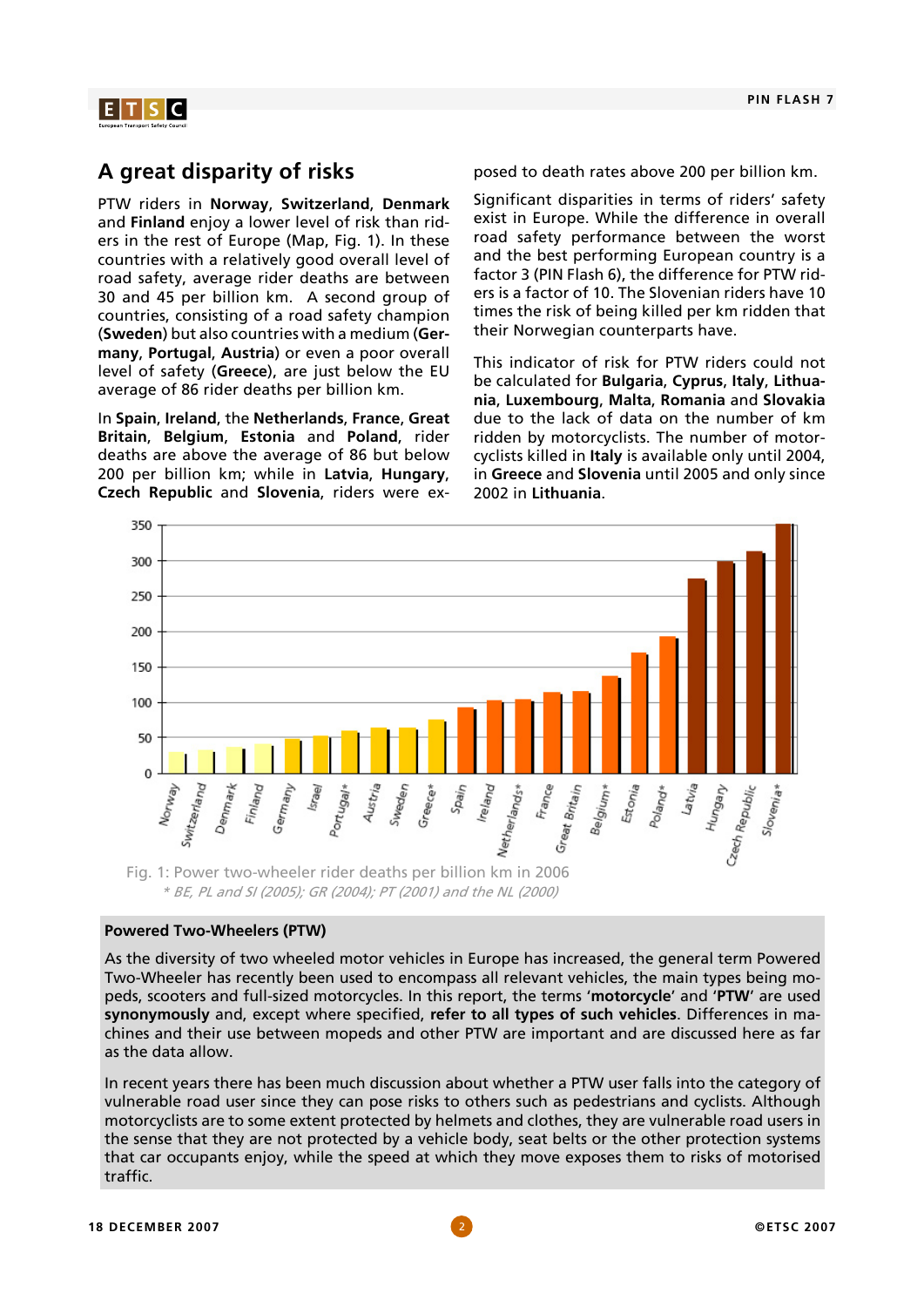## A great disparity of risks

PTW riders in **Norway**, **Switzerland**, **Denmark** and **Finland** enjoy a lower level of risk than riders in the rest of Europe (Map, Fig. 1). In these countries with a relatively good overall level of road safety, average rider deaths are between 30 and 45 per billion km. A second group of countries, consisting of a road safety champion (**Sweden**) but also countries with a medium (**Germany**, **Portugal**, **Austria**) or even a poor overall level of safety (**Greece**), are just below the EU average of 86 rider deaths per billion km.

In **Spain**, **Ireland**, the **Netherlands**, **France**, **Great Britain**, **Belgium**, **Estonia** and **Poland**, rider deaths are above the average of 86 but below 200 per billion km; while in **Latvia**, **Hungary**, **Czech Republic** and **Slovenia**, riders were exposed to death rates above 200 per billion km.

Significant disparities in terms of riders' safety exist in Europe. While the difference in overall road safety performance between the worst and the best performing European country is a factor 3 (PIN Flash 6), the difference for PTW riders is a factor of 10. The Slovenian riders have 10 times the risk of being killed per km ridden that their Norwegian counterparts have.

This indicator of risk for PTW riders could not be calculated for **Bulgaria**, **Cyprus**, **Italy**, **Lithuania**, **Luxembourg**, **Malta**, **Romania** and **Slovakia** due to the lack of data on the number of km ridden by motorcyclists. The number of motorcyclists killed in **Italy** is available only until 2004, in **Greece** and **Slovenia** until 2005 and only since 2002 in **Lithuania**.

Fig. 1: Power two-wheeler rider deaths per billion km in 2006

*\* BE, PL and SI (2005); GR (2004); PT (2001) and the NL (2000)*

**Powered Two-Wheelers (PTW)**

As the diversity of two wheeled motor vehicles in Europe has increased, the general term Powered Two-Wheeler has recently been used to encompass all relevant vehicles, the main types being mopeds, scooters and full-sized motorcycles. In this report, the terms **'motorcycle'** and **'PTW'** are used **synonymously** and, except where specified, **refer to all types of such vehicles**. Differences in machines and their use between mopeds and other PTW are important and are discussed here as far as the data allow.

In recent years there has been much discussion about whether a PTW user falls into the category of vulnerable road user since they can pose risks to others such as pedestrians and cyclists. Although motorcyclists are to some extent protected by helmets and clothes, they are vulnerable road users in the sense that they are not protected by a vehicle body, seat belts or the other protection systems that car occupants enjoy, while the speed at which they move exposes them to risks of motorised traffic.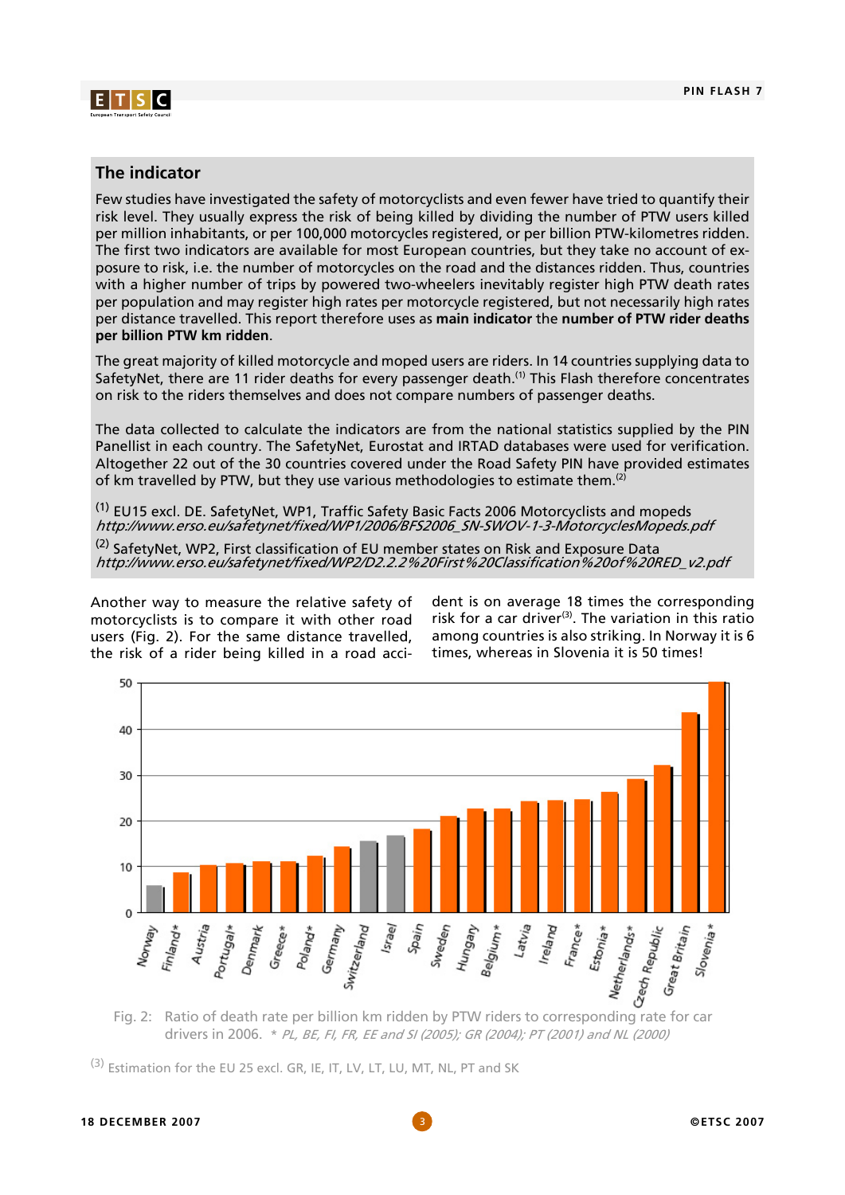## The indicator

Few studies have investigated the safety of motorcyclists and even fewer have tried to quantify their risk level. They usually express the risk of being killed by dividing the number of PTW users killed per million inhabitants, or per 100,000 motorcycles registered, or per billion PTW-kilometres ridden. The first two indicators are available for most European countries, but they take no account of exposure to risk, i.e. the number of motorcycles on the road and the distances ridden. Thus, countries with a higher number of trips by powered two-wheelers inevitably register high PTW death rates per population and may register high rates per motorcycle registered, but not necessarily high rates per distance travelled. This report therefore uses as **main indicator** the **number of PTW rider deaths per billion PTW km ridden**.

The great majority of killed motorcycle and moped users are riders. In 14 countries supplying data to SafetyNet, there are 11 rider deaths for every passenger death.[1] This Flash therefore concentrates on risk to the riders themselves and does not compare numbers of passenger deaths.

The data collected to calculate the indicators are from the national statistics supplied by the PIN Panellist in each country. The SafetyNet, Eurostat and IRTAD databases were used for verification. Altogether 22 out of the 30 countries covered under the Road Safety PIN have provided estimates of km travelled by PTW, but they use various methodologies to estimate them.[2]

[1] EU15 excl. DE. SafetyNet, WP1, Traffic Safety Basic Facts 2006 Motorcyclists and mopeds
*http://www.erso.eu/safetynet/fixed/WP1/2006/BFS2006_SN-SWOV-1-3-MotorcyclesMopeds.pdf*

[2] SafetyNet, WP2, First classification of EU member states on Risk and Exposure Data
*http://www.erso.eu/safetynet/fixed/WP2/D2.2.2%20First%20Classification%20of%20RED_v2.pdf*

Another way to measure the relative safety of motorcyclists is to compare it with other road users (Fig. 2). For the same distance travelled, the risk of a rider being killed in a road accident is on average 18 times the corresponding risk for a car driver[3]. The variation in this ratio among countries is also striking. In Norway it is 6 times, whereas in Slovenia it is 50 times!

| Country | Ratio |
|---|---|
| Norway | 6 |
| Finland* | 9 |
| Austria | 10 |
| Portugal* | 11 |
| Denmark | 11 |
| Greece* | 11 |
| Poland* | 12 |
| Germany | 14 |
| Switzerland | 16 |
| Israel | 17 |
| Spain | 18 |
| Sweden | 21 |
| Hungary | 23 |
| Belgium* | 23 |
| Latvia | 24 |
| Ireland | 25 |
| France* | 25 |
| Estonia* | 26 |
| Netherlands* | 29 |
| Czech Republic | 32 |
| Great Britain | 44 |
| Slovenia* | 50 |

Fig. 2: Ratio of death rate per billion km ridden by PTW riders to corresponding rate for car drivers in 2006. *\* PL, BE, FI, FR, EE and SI (2005); GR (2004); PT (2001) and NL (2000)*

[3] Estimation for the EU 25 excl. GR, IE, IT, LV, LT, LU, MT, NL, PT and SK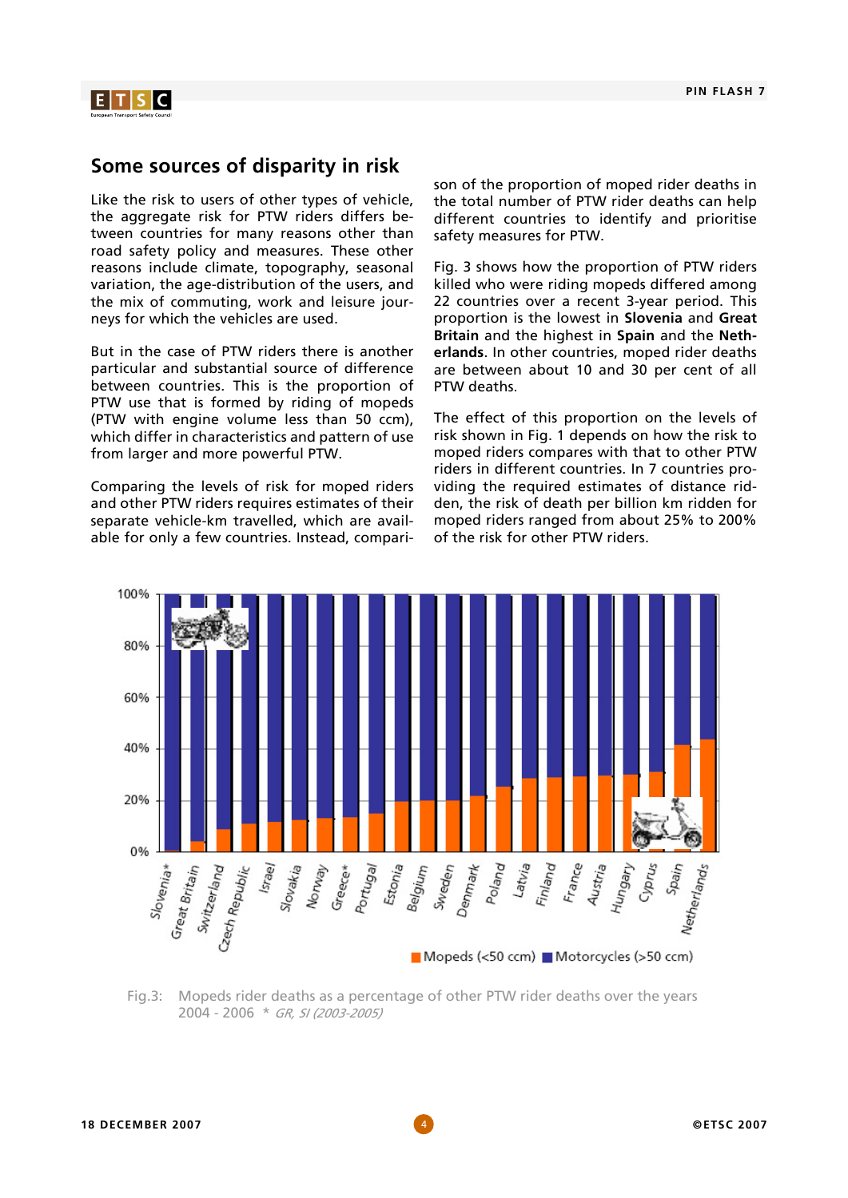## Some sources of disparity in risk

Like the risk to users of other types of vehicle, the aggregate risk for PTW riders differs between countries for many reasons other than road safety policy and measures. These other reasons include climate, topography, seasonal variation, the age-distribution of the users, and the mix of commuting, work and leisure journeys for which the vehicles are used.

But in the case of PTW riders there is another particular and substantial source of difference between countries. This is the proportion of PTW use that is formed by riding of mopeds (PTW with engine volume less than 50 ccm), which differ in characteristics and pattern of use from larger and more powerful PTW.

Comparing the levels of risk for moped riders and other PTW riders requires estimates of their separate vehicle-km travelled, which are available for only a few countries. Instead, comparison of the proportion of moped rider deaths in the total number of PTW rider deaths can help different countries to identify and prioritise safety measures for PTW.

Fig. 3 shows how the proportion of PTW riders killed who were riding mopeds differed among 22 countries over a recent 3-year period. This proportion is the lowest in **Slovenia** and **Great Britain** and the highest in **Spain** and the **Netherlands**. In other countries, moped rider deaths are between about 10 and 30 per cent of all PTW deaths.

The effect of this proportion on the levels of risk shown in Fig. 1 depends on how the risk to moped riders compares with that to other PTW riders in different countries. In 7 countries providing the required estimates of distance ridden, the risk of death per billion km ridden for moped riders ranged from about 25% to 200% of the risk for other PTW riders.

Fig.3: Mopeds rider deaths as a percentage of other PTW rider deaths over the years 2004 - 2006 * *GR, SI (2003-2005)*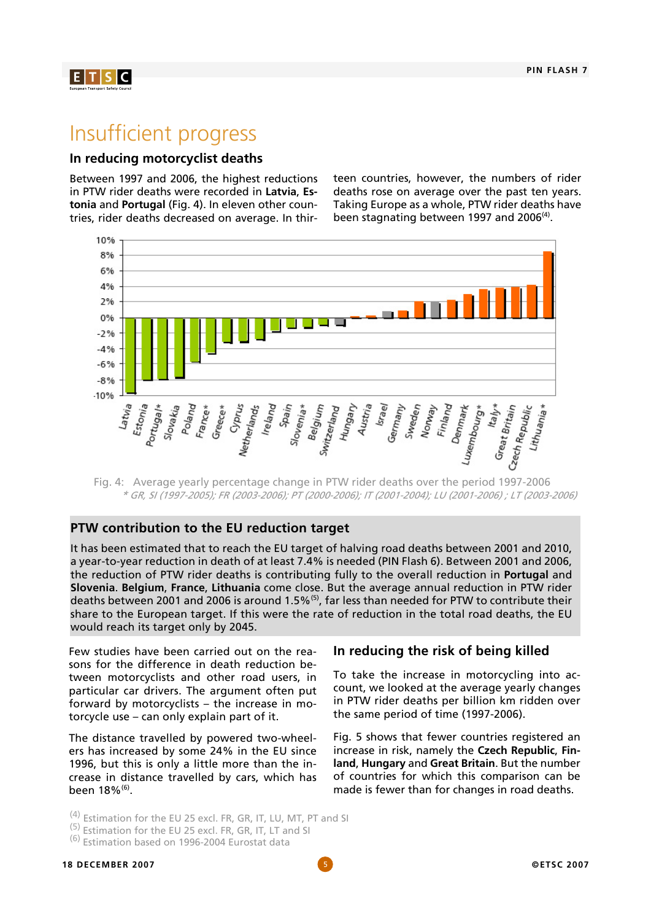# Insufficient progress

## In reducing motorcyclist deaths

Between 1997 and 2006, the highest reductions in PTW rider deaths were recorded in **Latvia**, **Estonia** and **Portugal** (Fig. 4). In eleven other countries, rider deaths decreased on average. In thirteen countries, however, the numbers of rider deaths rose on average over the past ten years. Taking Europe as a whole, PTW rider deaths have been stagnating between 1997 and 2006[4].

Fig. 4: Average yearly percentage change in PTW rider deaths over the period 1997-2006
*\* GR, SI (1997-2005); FR (2003-2006); PT (2000-2006); IT (2001-2004); LU (2001-2006) ; LT (2003-2006)*

## PTW contribution to the EU reduction target

It has been estimated that to reach the EU target of halving road deaths between 2001 and 2010, a year-to-year reduction in death of at least 7.4% is needed (PIN Flash 6). Between 2001 and 2006, the reduction of PTW rider deaths is contributing fully to the overall reduction in **Portugal** and **Slovenia**. **Belgium**, **France**, **Lithuania** come close. But the average annual reduction in PTW rider deaths between 2001 and 2006 is around 1.5%[5], far less than needed for PTW to contribute their share to the European target. If this were the rate of reduction in the total road deaths, the EU would reach its target only by 2045.

Few studies have been carried out on the reasons for the difference in death reduction between motorcyclists and other road users, in particular car drivers. The argument often put forward by motorcyclists – the increase in motorcycle use – can only explain part of it.

The distance travelled by powered two-wheelers has increased by some 24% in the EU since 1996, but this is only a little more than the increase in distance travelled by cars, which has been 18%[6].

## In reducing the risk of being killed

To take the increase in motorcycling into account, we looked at the average yearly changes in PTW rider deaths per billion km ridden over the same period of time (1997-2006).

Fig. 5 shows that fewer countries registered an increase in risk, namely the **Czech Republic**, **Finland**, **Hungary** and **Great Britain**. But the number of countries for which this comparison can be made is fewer than for changes in road deaths.

(4) Estimation for the EU 25 excl. FR, GR, IT, LU, MT, PT and SI
(5) Estimation for the EU 25 excl. FR, GR, IT, LT and SI
(6) Estimation based on 1996-2004 Eurostat data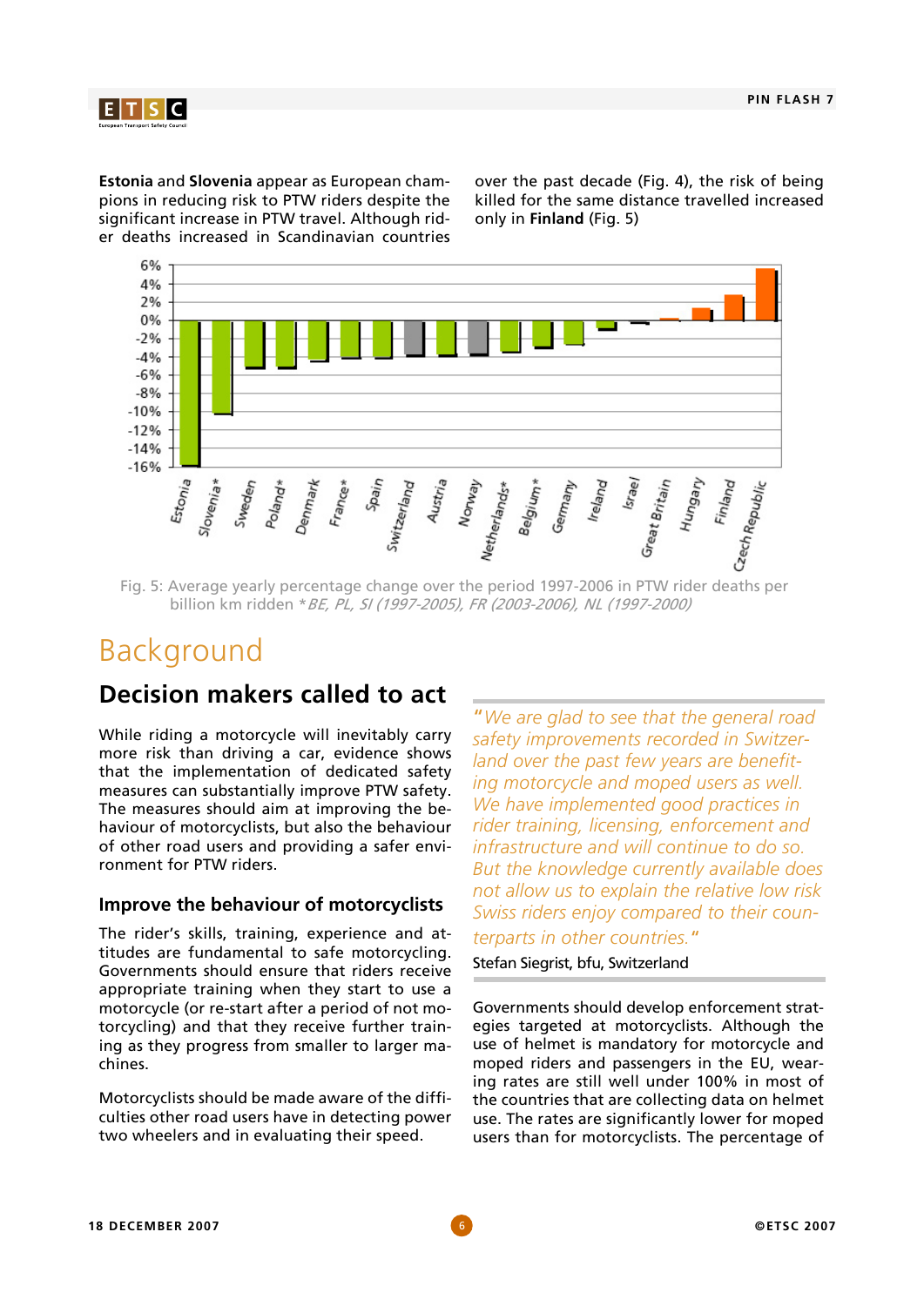**Estonia** and **Slovenia** appear as European champions in reducing risk to PTW riders despite the significant increase in PTW travel. Although rider deaths increased in Scandinavian countries over the past decade (Fig. 4), the risk of being killed for the same distance travelled increased only in **Finland** (Fig. 5)

Fig. 5: Average yearly percentage change over the period 1997-2006 in PTW rider deaths per billion km ridden *BE, PL, SI (1997-2005), FR (2003-2006), NL (1997-2000)*

# Background

## Decision makers called to act

While riding a motorcycle will inevitably carry more risk than driving a car, evidence shows that the implementation of dedicated safety measures can substantially improve PTW safety. The measures should aim at improving the behaviour of motorcyclists, but also the behaviour of other road users and providing a safer environment for PTW riders.

### Improve the behaviour of motorcyclists

The rider's skills, training, experience and attitudes are fundamental to safe motorcycling. Governments should ensure that riders receive appropriate training when they start to use a motorcycle (or re-start after a period of not motorcycling) and that they receive further training as they progress from smaller to larger machines.

Motorcyclists should be made aware of the difficulties other road users have in detecting power two wheelers and in evaluating their speed.

> *"We are glad to see that the general road safety improvements recorded in Switzerland over the past few years are benefiting motorcycle and moped users as well. We have implemented good practices in rider training, licensing, enforcement and infrastructure and will continue to do so. But the knowledge currently available does not allow us to explain the relative low risk Swiss riders enjoy compared to their counterparts in other countries."*
>
> Stefan Siegrist, bfu, Switzerland

Governments should develop enforcement strategies targeted at motorcyclists. Although the use of helmet is mandatory for motorcycle and moped riders and passengers in the EU, wearing rates are still well under 100% in most of the countries that are collecting data on helmet use. The rates are significantly lower for moped users than for motorcyclists. The percentage of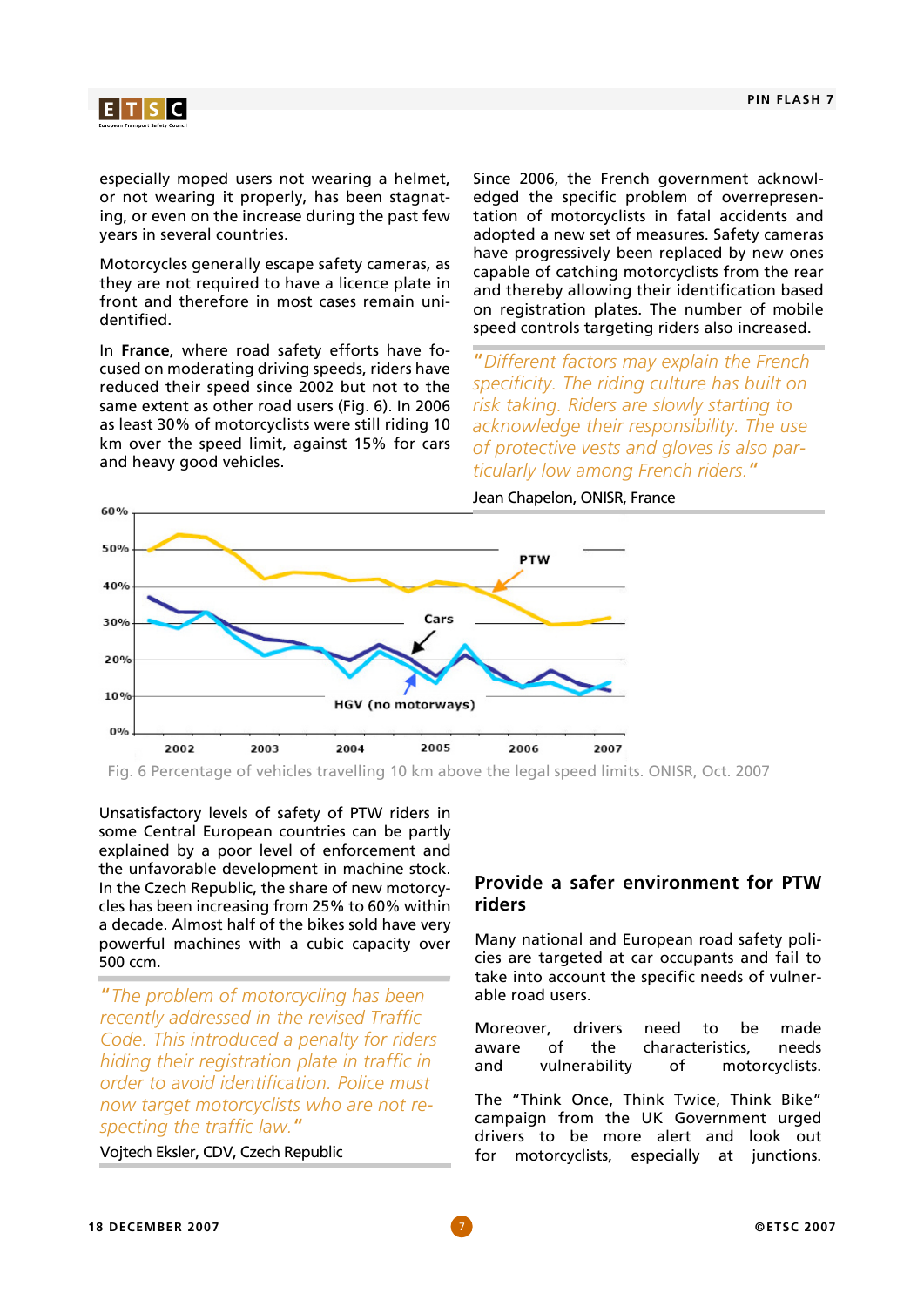especially moped users not wearing a helmet, or not wearing it properly, has been stagnating, or even on the increase during the past few years in several countries.

Motorcycles generally escape safety cameras, as they are not required to have a licence plate in front and therefore in most cases remain unidentified.

In **France**, where road safety efforts have focused on moderating driving speeds, riders have reduced their speed since 2002 but not to the same extent as other road users (Fig. 6). In 2006 as least 30% of motorcyclists were still riding 10 km over the speed limit, against 15% for cars and heavy good vehicles.

Since 2006, the French government acknowledged the specific problem of overrepresentation of motorcyclists in fatal accidents and adopted a new set of measures. Safety cameras have progressively been replaced by new ones capable of catching motorcyclists from the rear and thereby allowing their identification based on registration plates. The number of mobile speed controls targeting riders also increased.

> *"Different factors may explain the French specificity. The riding culture has built on risk taking. Riders are slowly starting to acknowledge their responsibility. The use of protective vests and gloves is also particularly low among French riders."*
>
> Jean Chapelon, ONISR, France

Fig. 6 Percentage of vehicles travelling 10 km above the legal speed limits. ONISR, Oct. 2007

Unsatisfactory levels of safety of PTW riders in some Central European countries can be partly explained by a poor level of enforcement and the unfavorable development in machine stock. In the Czech Republic, the share of new motorcycles has been increasing from 25% to 60% within a decade. Almost half of the bikes sold have very powerful machines with a cubic capacity over 500 ccm.

> *"The problem of motorcycling has been recently addressed in the revised Traffic Code. This introduced a penalty for riders hiding their registration plate in traffic in order to avoid identification. Police must now target motorcyclists who are not respecting the traffic law."*
>
> Vojtech Eksler, CDV, Czech Republic

## Provide a safer environment for PTW riders

Many national and European road safety policies are targeted at car occupants and fail to take into account the specific needs of vulnerable road users.

Moreover, drivers need to be made aware of the characteristics, needs and vulnerability of motorcyclists.

The "Think Once, Think Twice, Think Bike" campaign from the UK Government urged drivers to be more alert and look out for motorcyclists, especially at junctions.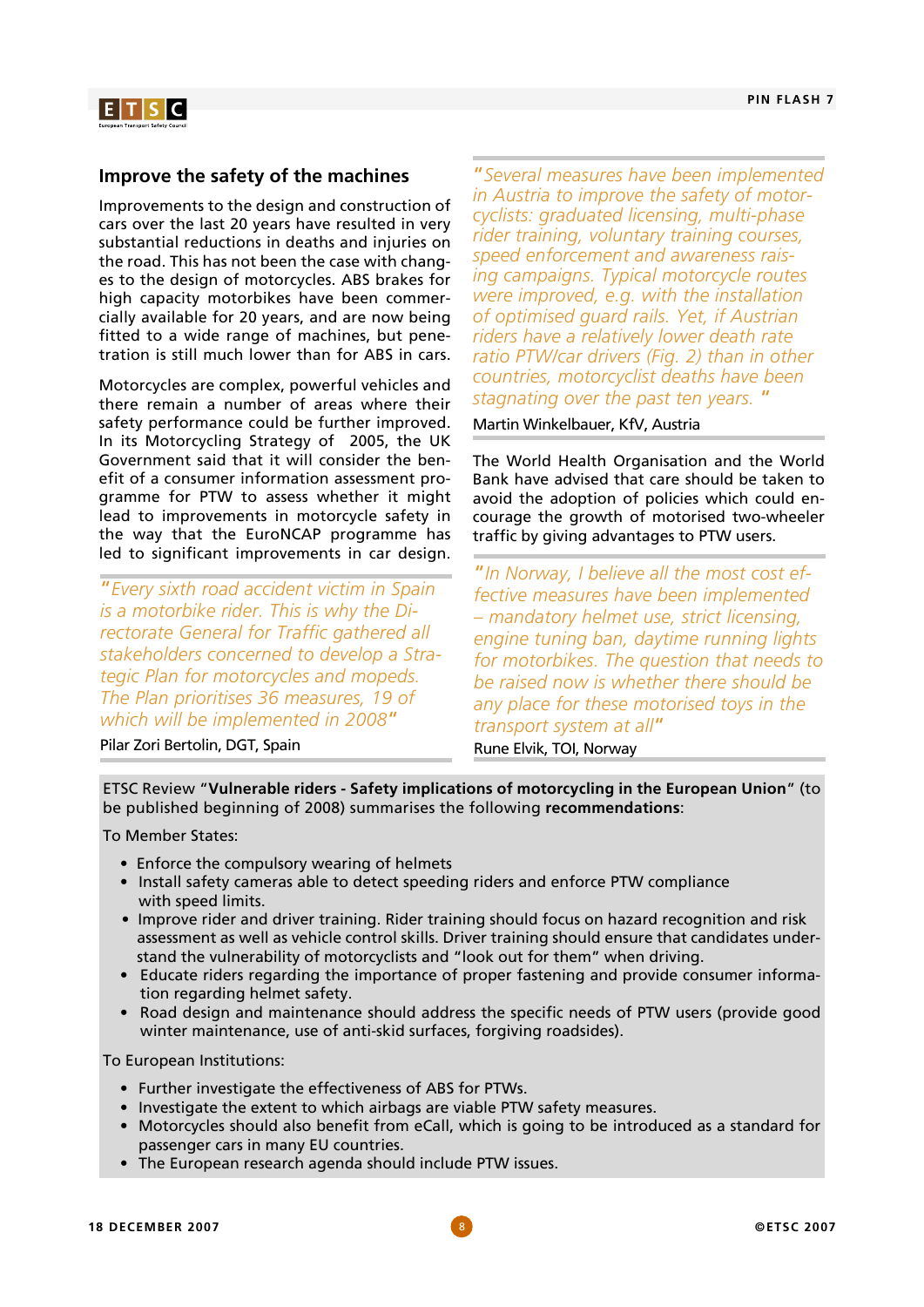## Improve the safety of the machines

Improvements to the design and construction of cars over the last 20 years have resulted in very substantial reductions in deaths and injuries on the road. This has not been the case with changes to the design of motorcycles. ABS brakes for high capacity motorbikes have been commercially available for 20 years, and are now being fitted to a wide range of machines, but penetration is still much lower than for ABS in cars.

Motorcycles are complex, powerful vehicles and there remain a number of areas where their safety performance could be further improved. In its Motorcycling Strategy of 2005, the UK Government said that it will consider the benefit of a consumer information assessment programme for PTW to assess whether it might lead to improvements in motorcycle safety in the way that the EuroNCAP programme has led to significant improvements in car design.

*"Every sixth road accident victim in Spain is a motorbike rider. This is why the Directorate General for Traffic gathered all stakeholders concerned to develop a Strategic Plan for motorcycles and mopeds. The Plan prioritises 36 measures, 19 of which will be implemented in 2008"*

Pilar Zori Bertolin, DGT, Spain

*"Several measures have been implemented in Austria to improve the safety of motorcyclists: graduated licensing, multi-phase rider training, voluntary training courses, speed enforcement and awareness raising campaigns. Typical motorcycle routes were improved, e.g. with the installation of optimised guard rails. Yet, if Austrian riders have a relatively lower death rate ratio PTW/car drivers (Fig. 2) than in other countries, motorcyclist deaths have been stagnating over the past ten years."*

Martin Winkelbauer, KfV, Austria

The World Health Organisation and the World Bank have advised that care should be taken to avoid the adoption of policies which could encourage the growth of motorised two-wheeler traffic by giving advantages to PTW users.

*"In Norway, I believe all the most cost effective measures have been implemented – mandatory helmet use, strict licensing, engine tuning ban, daytime running lights for motorbikes. The question that needs to be raised now is whether there should be any place for these motorised toys in the transport system at all"*

Rune Elvik, TOI, Norway

ETSC Review "**Vulnerable riders - Safety implications of motorcycling in the European Union**" (to be published beginning of 2008) summarises the following **recommendations**:

To Member States:

- Enforce the compulsory wearing of helmets
- Install safety cameras able to detect speeding riders and enforce PTW compliance with speed limits.
- Improve rider and driver training. Rider training should focus on hazard recognition and risk assessment as well as vehicle control skills. Driver training should ensure that candidates understand the vulnerability of motorcyclists and "look out for them" when driving.
- Educate riders regarding the importance of proper fastening and provide consumer information regarding helmet safety.
- Road design and maintenance should address the specific needs of PTW users (provide good winter maintenance, use of anti-skid surfaces, forgiving roadsides).

To European Institutions:

- Further investigate the effectiveness of ABS for PTWs.
- Investigate the extent to which airbags are viable PTW safety measures.
- Motorcycles should also benefit from eCall, which is going to be introduced as a standard for passenger cars in many EU countries.
- The European research agenda should include PTW issues.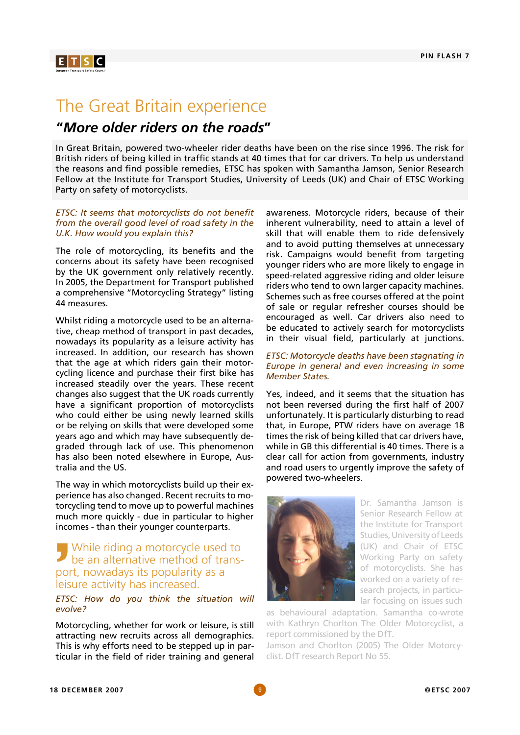# The Great Britain experience

## "More older riders on the roads"

In Great Britain, powered two-wheeler rider deaths have been on the rise since 1996. The risk for British riders of being killed in traffic stands at 40 times that for car drivers. To help us understand the reasons and find possible remedies, ETSC has spoken with Samantha Jamson, Senior Research Fellow at the Institute for Transport Studies, University of Leeds (UK) and Chair of ETSC Working Party on safety of motorcyclists.

*ETSC: It seems that motorcyclists do not benefit from the overall good level of road safety in the U.K. How would you explain this?*

The role of motorcycling, its benefits and the concerns about its safety have been recognised by the UK government only relatively recently. In 2005, the Department for Transport published a comprehensive "Motorcycling Strategy" listing 44 measures.

Whilst riding a motorcycle used to be an alternative, cheap method of transport in past decades, nowadays its popularity as a leisure activity has increased. In addition, our research has shown that the age at which riders gain their motorcycling licence and purchase their first bike has increased steadily over the years. These recent changes also suggest that the UK roads currently have a significant proportion of motorcyclists who could either be using newly learned skills or be relying on skills that were developed some years ago and which may have subsequently degraded through lack of use. This phenomenon has also been noted elsewhere in Europe, Australia and the US.

The way in which motorcyclists build up their experience has also changed. Recent recruits to motorcycling tend to move up to powerful machines much more quickly - due in particular to higher incomes - than their younger counterparts.

> While riding a motorcycle used to be an alternative method of transport, nowadays its popularity as a leisure activity has increased.

*ETSC: How do you think the situation will evolve?*

Motorcycling, whether for work or leisure, is still attracting new recruits across all demographics. This is why efforts need to be stepped up in particular in the field of rider training and general awareness. Motorcycle riders, because of their inherent vulnerability, need to attain a level of skill that will enable them to ride defensively and to avoid putting themselves at unnecessary risk. Campaigns would benefit from targeting younger riders who are more likely to engage in speed-related aggressive riding and older leisure riders who tend to own larger capacity machines. Schemes such as free courses offered at the point of sale or regular refresher courses should be encouraged as well. Car drivers also need to be educated to actively search for motorcyclists in their visual field, particularly at junctions.

*ETSC: Motorcycle deaths have been stagnating in Europe in general and even increasing in some Member States.*

Yes, indeed, and it seems that the situation has not been reversed during the first half of 2007 unfortunately. It is particularly disturbing to read that, in Europe, PTW riders have on average 18 times the risk of being killed that car drivers have, while in GB this differential is 40 times. There is a clear call for action from governments, industry and road users to urgently improve the safety of powered two-wheelers.

Dr. Samantha Jamson is Senior Research Fellow at the Institute for Transport Studies, University of Leeds (UK) and Chair of ETSC Working Party on safety of motorcyclists. She has worked on a variety of research projects, in particular focusing on issues such as behavioural adaptation. Samantha co-wrote with Kathryn Chorlton The Older Motorcyclist, a report commissioned by the DfT.

Jamson and Chorlton (2005) The Older Motorcyclist. DfT research Report No 55.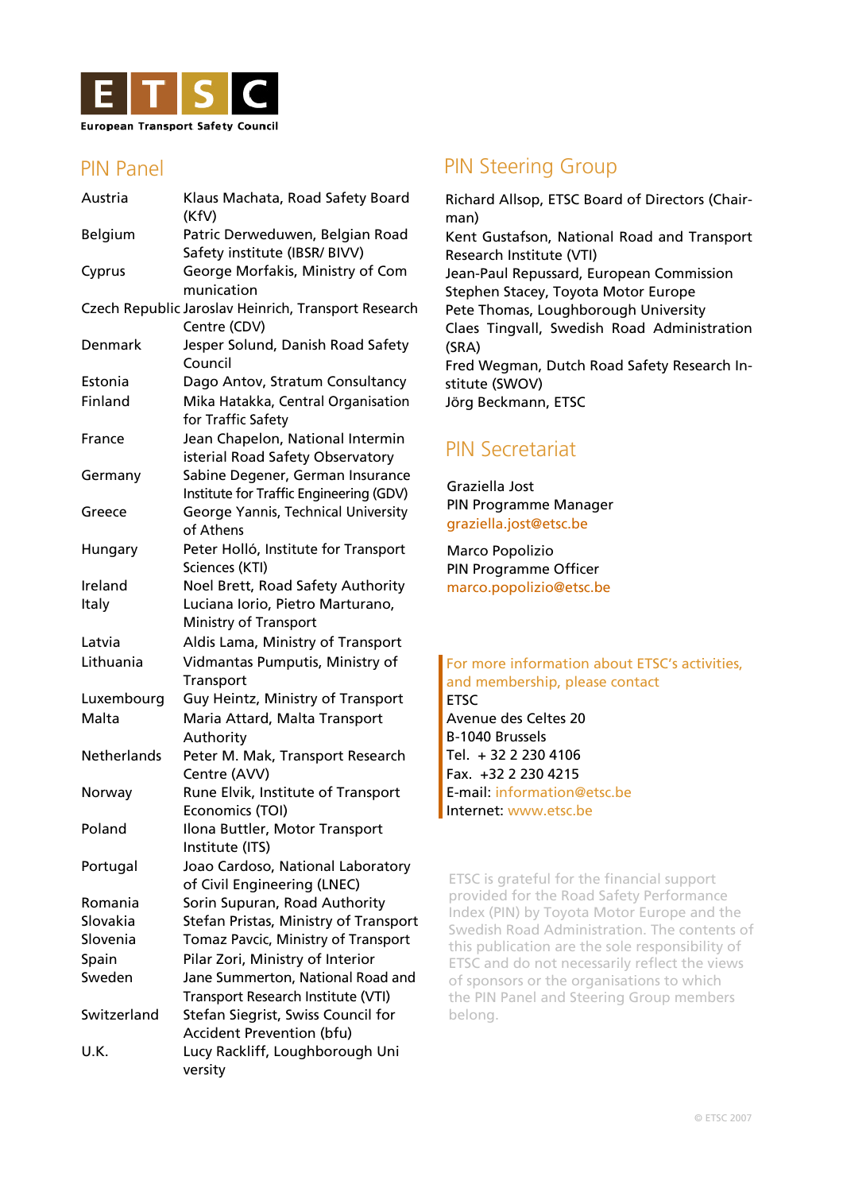ETSC

European Transport Safety Council

## PIN Panel

| | |
|---|---|
| Austria | Klaus Machata, Road Safety Board (KfV) |
| Belgium | Patric Derweduwen, Belgian Road Safety institute (IBSR/ BIVV) |
| Cyprus | George Morfakis, Ministry of Communication |
| Czech Republic | Jaroslav Heinrich, Transport Research Centre (CDV) |
| Denmark | Jesper Solund, Danish Road Safety Council |
| Estonia | Dago Antov, Stratum Consultancy |
| Finland | Mika Hatakka, Central Organisation for Traffic Safety |
| France | Jean Chapelon, National Interministerial Road Safety Observatory |
| Germany | Sabine Degener, German Insurance Institute for Traffic Engineering (GDV) |
| Greece | George Yannis, Technical University of Athens |
| Hungary | Peter Holló, Institute for Transport Sciences (KTI) |
| Ireland | Noel Brett, Road Safety Authority |
| Italy | Luciana Iorio, Pietro Marturano, Ministry of Transport |
| Latvia | Aldis Lama, Ministry of Transport |
| Lithuania | Vidmantas Pumputis, Ministry of Transport |
| Luxembourg | Guy Heintz, Ministry of Transport |
| Malta | Maria Attard, Malta Transport Authority |
| Netherlands | Peter M. Mak, Transport Research Centre (AVV) |
| Norway | Rune Elvik, Institute of Transport Economics (TOI) |
| Poland | Ilona Buttler, Motor Transport Institute (ITS) |
| Portugal | Joao Cardoso, National Laboratory of Civil Engineering (LNEC) |
| Romania | Sorin Supuran, Road Authority |
| Slovakia | Stefan Pristas, Ministry of Transport |
| Slovenia | Tomaz Pavcic, Ministry of Transport |
| Spain | Pilar Zori, Ministry of Interior |
| Sweden | Jane Summerton, National Road and Transport Research Institute (VTI) |
| Switzerland | Stefan Siegrist, Swiss Council for Accident Prevention (bfu) |
| U.K. | Lucy Rackliff, Loughborough University |

## PIN Steering Group

Richard Allsop, ETSC Board of Directors (Chairman)
Kent Gustafson, National Road and Transport Research Institute (VTI)
Jean-Paul Repussard, European Commission
Stephen Stacey, Toyota Motor Europe
Pete Thomas, Loughborough University
Claes Tingvall, Swedish Road Administration (SRA)
Fred Wegman, Dutch Road Safety Research Institute (SWOV)
Jörg Beckmann, ETSC

## PIN Secretariat

Graziella Jost
PIN Programme Manager
graziella.jost@etsc.be

Marco Popolizio
PIN Programme Officer
marco.popolizio@etsc.be

For more information about ETSC's activities, and membership, please contact
ETSC
Avenue des Celtes 20
B-1040 Brussels
Tel. + 32 2 230 4106
Fax. +32 2 230 4215
E-mail: information@etsc.be
Internet: www.etsc.be

ETSC is grateful for the financial support provided for the Road Safety Performance Index (PIN) by Toyota Motor Europe and the Swedish Road Administration. The contents of this publication are the sole responsibility of ETSC and do not necessarily reflect the views of sponsors or the organisations to which the PIN Panel and Steering Group members belong.

© ETSC 2007